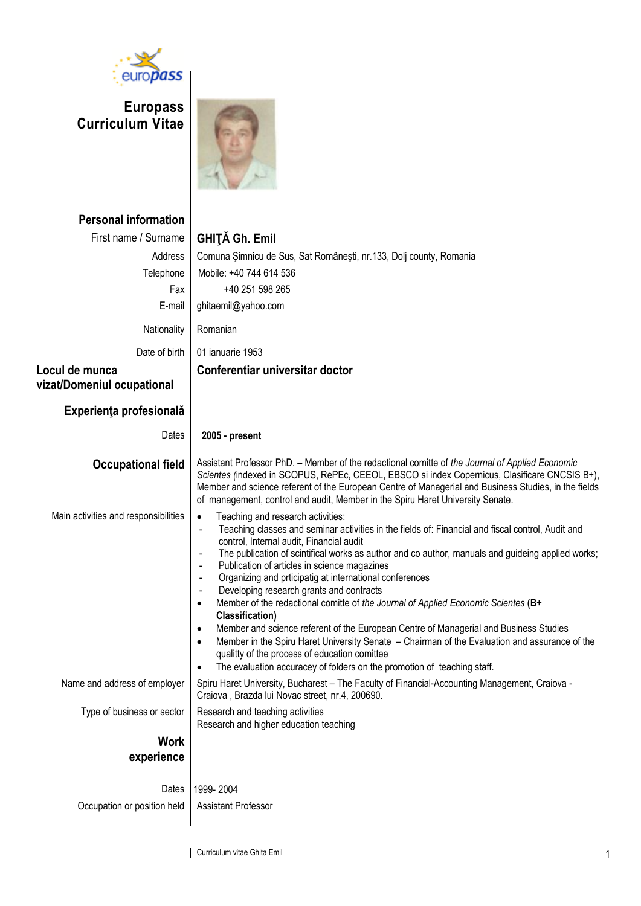# Europass Curriculum Vitae

## Personal information

| | |
|---|---|
| First name / Surname | **GHIŢĂ Gh. Emil** |
| Address | Comuna Şimnicu de Sus, Sat Româneşti, nr.133, Dolj county, Romania |
| Telephone | Mobile: +40 744 614 536 |
| Fax | +40 251 598 265 |
| E-mail | ghitaemil@yahoo.com |
| Nationality | Romanian |
| Date of birth | 01 ianuarie 1953 |

## Locul de munca vizat/Domeniul ocupational

**Conferentiar universitar doctor**

## Experienţa profesională

**Dates:** **2005 - present**

### Occupational field

Assistant Professor PhD. – Member of the redactional comitte of *the Journal of Applied Economic Scientes (*indexed in SCOPUS, RePEc, CEEOL, EBSCO si index Copernicus, Clasificare CNCSIS B+), Member and science referent of the European Centre of Managerial and Business Studies, in the fields of management, control and audit, Member in the Spiru Haret University Senate.

**Main activities and responsibilities**

- Teaching and research activities:
  - Teaching classes and seminar activities in the fields of: Financial and fiscal control, Audit and control, Internal audit, Financial audit
  - The publication of scintifical works as author and co author, manuals and guideing applied works;
  - Publication of articles in science magazines
  - Organizing and prticipatig at international conferences
  - Developing research grants and contracts
- Member of the redactional comitte of *the Journal of Applied Economic Scientes* **(B+ Classification)**
- Member and science referent of the European Centre of Managerial and Business Studies
- Member in the Spiru Haret University Senate – Chairman of the Evaluation and assurance of the qualitty of the process of education comittee
- The evaluation accuracey of folders on the promotion of teaching staff.

**Name and address of employer:** Spiru Haret University, Bucharest – The Faculty of Financial-Accounting Management, Craiova - Craiova , Brazda lui Novac street, nr.4, 200690.

**Type of business or sector:** Research and teaching activities
Research and higher education teaching

## Work experience

**Dates:** 1999- 2004

**Occupation or position held:** Assistant Professor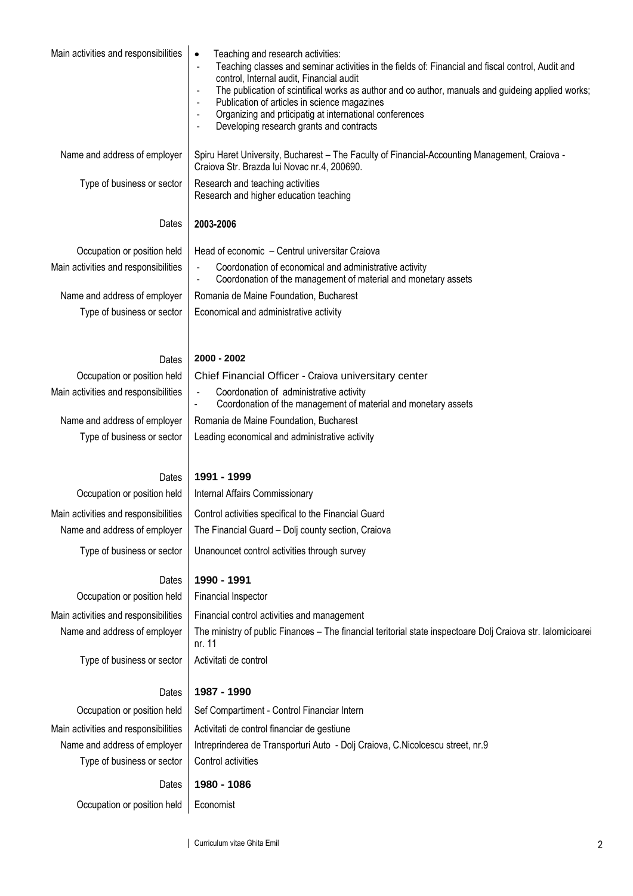| | |
|---|---|
| Main activities and responsibilities | • Teaching and research activities:<br>- Teaching classes and seminar activities in the fields of: Financial and fiscal control, Audit and control, Internal audit, Financial audit<br>- The publication of scintifical works as author and co author, manuals and guideing applied works;<br>- Publication of articles in science magazines<br>- Organizing and prticipatig at international conferences<br>- Developing research grants and contracts |
| Name and address of employer | Spiru Haret University, Bucharest – The Faculty of Financial-Accounting Management, Craiova - Craiova Str. Brazda lui Novac nr.4, 200690. |
| Type of business or sector | Research and teaching activities<br>Research and higher education teaching |
| Dates | **2003-2006** |
| Occupation or position held | Head of economic – Centrul universitar Craiova |
| Main activities and responsibilities | - Coordonation of economical and administrative activity<br>- Coordonation of the management of material and monetary assets |
| Name and address of employer | Romania de Maine Foundation, Bucharest |
| Type of business or sector | Economical and administrative activity |
| Dates | **2000 - 2002** |
| Occupation or position held | Chief Financial Officer - Craiova universitary center |
| Main activities and responsibilities | - Coordonation of administrative activity<br>- Coordonation of the management of material and monetary assets |
| Name and address of employer | Romania de Maine Foundation, Bucharest |
| Type of business or sector | Leading economical and administrative activity |
| Dates | **1991 - 1999** |
| Occupation or position held | Internal Affairs Commissionary |
| Main activities and responsibilities | Control activities specifical to the Financial Guard |
| Name and address of employer | The Financial Guard – Dolj county section, Craiova |
| Type of business or sector | Unanouncet control activities through survey |
| Dates | **1990 - 1991** |
| Occupation or position held | Financial Inspector |
| Main activities and responsibilities | Financial control activities and management |
| Name and address of employer | The ministry of public Finances – The financial teritorial state inspectoare Dolj Craiova str. Ialomicioarei nr. 11 |
| Type of business or sector | Activitati de control |
| Dates | **1987 - 1990** |
| Occupation or position held | Sef Compartiment - Control Financiar Intern |
| Main activities and responsibilities | Activitati de control financiar de gestiune |
| Name and address of employer | Intreprinderea de Transporturi Auto - Dolj Craiova, C.Nicolcescu street, nr.9 |
| Type of business or sector | Control activities |
| Dates | **1980 - 1086** |
| Occupation or position held | Economist |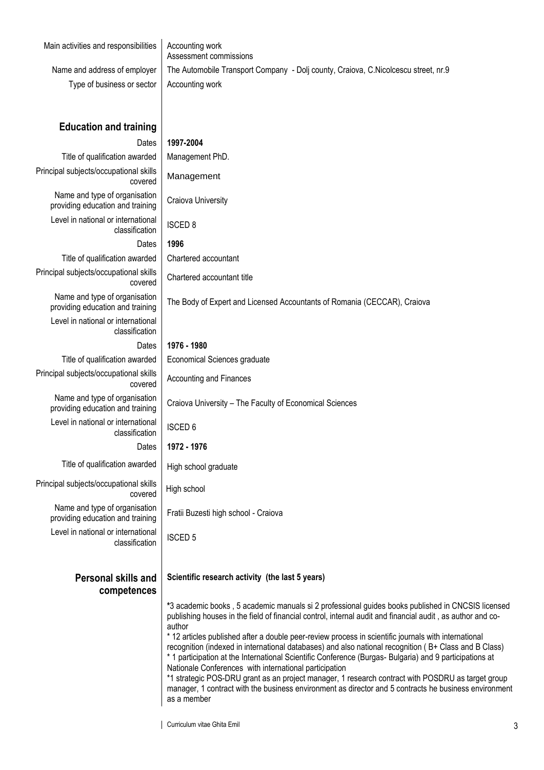| | |
|---|---|
| Main activities and responsibilities | Accounting work<br>Assessment commissions |
| Name and address of employer | The Automobile Transport Company - Dolj county, Craiova, C.Nicolcescu street, nr.9 |
| Type of business or sector | Accounting work |

## Education and training

| | |
|---|---|
| Dates | **1997-2004** |
| Title of qualification awarded | Management PhD. |
| Principal subjects/occupational skills covered | Management |
| Name and type of organisation providing education and training | Craiova University |
| Level in national or international classification | ISCED 8 |
| Dates | **1996** |
| Title of qualification awarded | Chartered accountant |
| Principal subjects/occupational skills covered | Chartered accountant title |
| Name and type of organisation providing education and training | The Body of Expert and Licensed Accountants of Romania (CECCAR), Craiova |
| Level in national or international classification | |
| Dates | **1976 - 1980** |
| Title of qualification awarded | Economical Sciences graduate |
| Principal subjects/occupational skills covered | Accounting and Finances |
| Name and type of organisation providing education and training | Craiova University – The Faculty of Economical Sciences |
| Level in national or international classification | ISCED 6 |
| Dates | **1972 - 1976** |
| Title of qualification awarded | High school graduate |
| Principal subjects/occupational skills covered | High school |
| Name and type of organisation providing education and training | Fratii Buzesti high school - Craiova |
| Level in national or international classification | ISCED 5 |

## Personal skills and competences

**Scientific research activity (the last 5 years)**

*3 academic books , 5 academic manuals si 2 professional guides books published in CNCSIS licensed publishing houses in the field of financial control, internal audit and financial audit , as author and co-author
* 12 articles published after a double peer-review process in scientific journals with international recognition (indexed in international databases) and also national recognition ( B+ Class and B Class)
* 1 participation at the International Scientific Conference (Burgas- Bulgaria) and 9 participations at Nationale Conferences with international participation
*1 strategic POS-DRU grant as an project manager, 1 research contract with POSDRU as target group manager, 1 contract with the business environment as director and 5 contracts he business environment as a member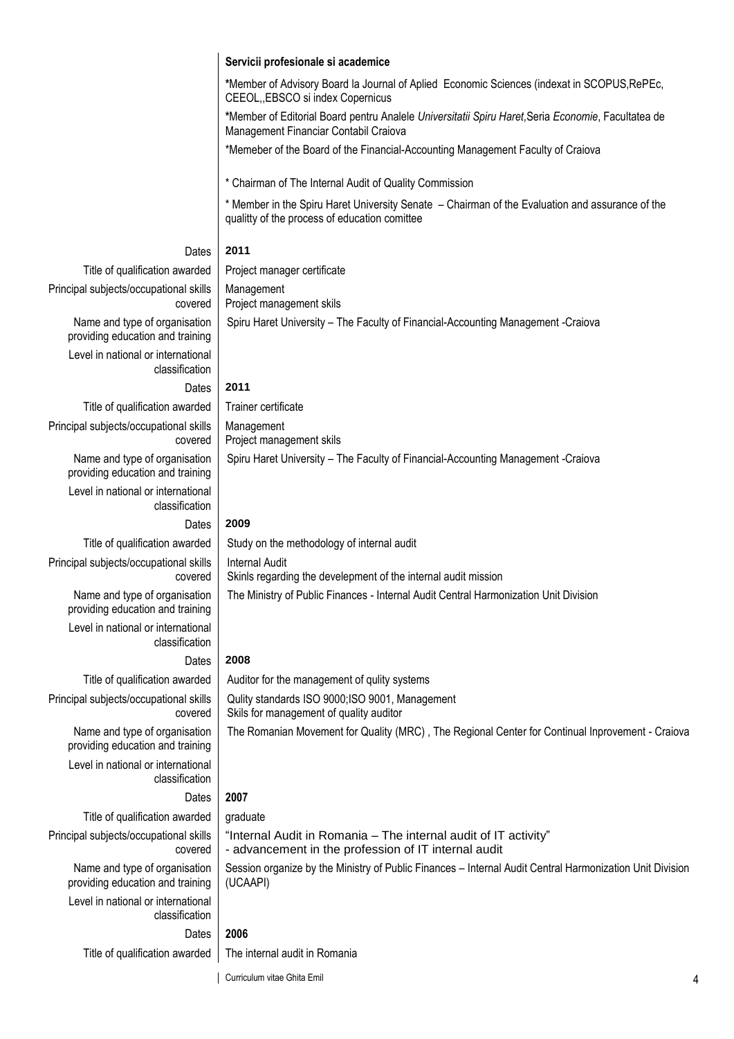**Servicii profesionale si academice**

***Member of Advisory Board la Journal of Aplied Economic Sciences (indexat in SCOPUS,RePEc, CEEOL,,EBSCO si index Copernicus**

***Member of Editorial Board pentru Analele** *Universitatii Spiru Haret,*Seria *Economie*, Facultatea de Management Financiar Contabil Craiova

*Memeber of the Board of the Financial-Accounting Management Faculty of Craiova

* Chairman of The Internal Audit of Quality Commission

* Member in the Spiru Haret University Senate – Chairman of the Evaluation and assurance of the qualitty of the process of education comittee

| | |
|---|---|
| Dates | **2011** |
| Title of qualification awarded | Project manager certificate |
| Principal subjects/occupational skills covered | Management<br>Project management skils |
| Name and type of organisation providing education and training | Spiru Haret University – The Faculty of Financial-Accounting Management -Craiova |
| Level in national or international classification | |
| Dates | **2011** |
| Title of qualification awarded | Trainer certificate |
| Principal subjects/occupational skills covered | Management<br>Project management skils |
| Name and type of organisation providing education and training | Spiru Haret University – The Faculty of Financial-Accounting Management -Craiova |
| Level in national or international classification | |
| Dates | **2009** |
| Title of qualification awarded | Study on the methodology of internal audit |
| Principal subjects/occupational skills covered | Internal Audit<br>Skinls regarding the develepment of the internal audit mission |
| Name and type of organisation providing education and training | The Ministry of Public Finances - Internal Audit Central Harmonization Unit Division |
| Level in national or international classification | |
| Dates | **2008** |
| Title of qualification awarded | Auditor for the management of qulity systems |
| Principal subjects/occupational skills covered | Qulity standards ISO 9000;ISO 9001, Management<br>Skils for management of quality auditor |
| Name and type of organisation providing education and training | The Romanian Movement for Quality (MRC) , The Regional Center for Continual Inprovement - Craiova |
| Level in national or international classification | |
| Dates | **2007** |
| Title of qualification awarded | graduate |
| Principal subjects/occupational skills covered | "Internal Audit in Romania – The internal audit of IT activity"<br>- advancement in the profession of IT internal audit |
| Name and type of organisation providing education and training | Session organize by the Ministry of Public Finances – Internal Audit Central Harmonization Unit Division (UCAAPI) |
| Level in national or international classification | |
| Dates | **2006** |
| Title of qualification awarded | The internal audit in Romania |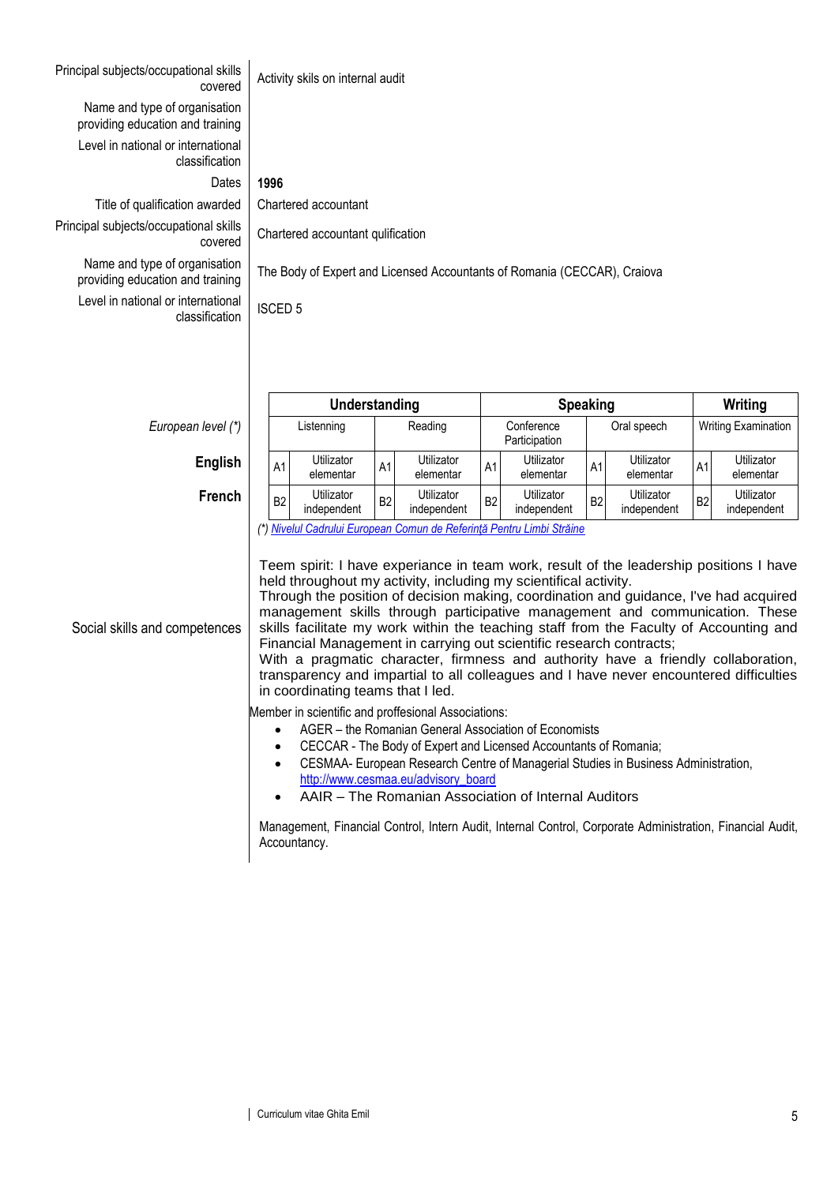| | |
|---|---|
| Principal subjects/occupational skills covered | Activity skils on internal audit |
| Name and type of organisation providing education and training | |
| Level in national or international classification | |
| Dates | **1996** |
| Title of qualification awarded | Chartered accountant |
| Principal subjects/occupational skills covered | Chartered accountant qulification |
| Name and type of organisation providing education and training | The Body of Expert and Licensed Accountants of Romania (CECCAR), Craiova |
| Level in national or international classification | ISCED 5 |

| | **Understanding** | | | | **Speaking** | | | | **Writing** | |
|---|---|---|---|---|---|---|---|---|---|---|
| *European level (\*)* | Listenning | | Reading | | Conference Participation | | Oral speech | | Writing Examination | |
| **English** | A1 | Utilizator elementar | A1 | Utilizator elementar | A1 | Utilizator elementar | A1 | Utilizator elementar | A1 | Utilizator elementar |
| **French** | B2 | Utilizator independent | B2 | Utilizator independent | B2 | Utilizator independent | B2 | Utilizator independent | B2 | Utilizator independent |

*(\*) Nivelul Cadrului European Comun de Referinţă Pentru Limbi Străine*

**Social skills and competences**

Teem spirit: I have experiance in team work, result of the leadership positions I have held throughout my activity, including my scientifical activity.
Through the position of decision making, coordination and guidance, I've had acquired management skills through participative management and communication. These skills facilitate my work within the teaching staff from the Faculty of Accounting and Financial Management in carrying out scientific research contracts;
With a pragmatic character, firmness and authority have a friendly collaboration, transparency and impartial to all colleagues and I have never encountered difficulties in coordinating teams that I led.

Member in scientific and proffesional Associations:

- AGER – the Romanian General Association of Economists
- CECCAR - The Body of Expert and Licensed Accountants of Romania;
- CESMAA- European Research Centre of Managerial Studies in Business Administration, http://www.cesmaa.eu/advisory_board
- AAIR – The Romanian Association of Internal Auditors

Management, Financial Control, Intern Audit, Internal Control, Corporate Administration, Financial Audit, Accountancy.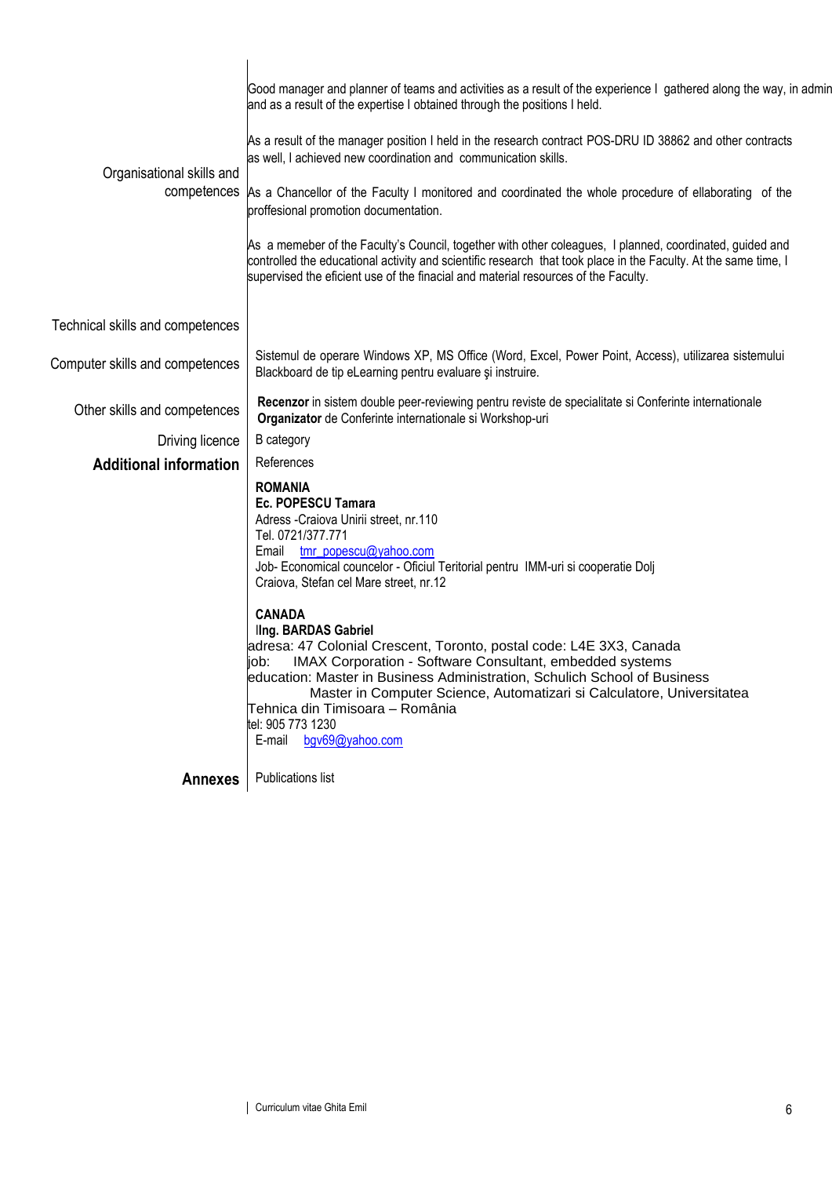**Organisational skills and competences**

Good manager and planner of teams and activities as a result of the experience I gathered along the way, in admin and as a result of the expertise I obtained through the positions I held.

As a result of the manager position I held in the research contract POS-DRU ID 38862 and other contracts as well, I achieved new coordination and communication skills.

As a Chancellor of the Faculty I monitored and coordinated the whole procedure of ellaborating of the proffesional promotion documentation.

As a memeber of the Faculty's Council, together with other coleagues, I planned, coordinated, guided and controlled the educational activity and scientific research that took place in the Faculty. At the same time, I supervised the eficient use of the finacial and material resources of the Faculty.

**Technical skills and competences**

**Computer skills and competences**

Sistemul de operare Windows XP, MS Office (Word, Excel, Power Point, Access), utilizarea sistemului Blackboard de tip eLearning pentru evaluare şi instruire.

**Other skills and competences**

**Recenzor** in sistem double peer-reviewing pentru reviste de specialitate si Conferinte internationale
**Organizator** de Conferinte internationale si Workshop-uri

**Driving licence**

B category

## Additional information

References

**ROMANIA**
**Ec. POPESCU Tamara**
Adress -Craiova Unirii street, nr.110
Tel. 0721/377.771
Email tmr_popescu@yahoo.com
Job- Economical councelor - Oficiul Teritorial pentru IMM-uri si cooperatie Dolj
Craiova, Stefan cel Mare street, nr.12

**CANADA**
I**Ing. BARDAS Gabriel**
adresa: 47 Colonial Crescent, Toronto, postal code: L4E 3X3, Canada
job: IMAX Corporation - Software Consultant, embedded systems
education: Master in Business Administration, Schulich School of Business
Master in Computer Science, Automatizari si Calculatore, Universitatea Tehnica din Timisoara – România
tel: 905 773 1230
E-mail bgv69@yahoo.com

## Annexes

Publications list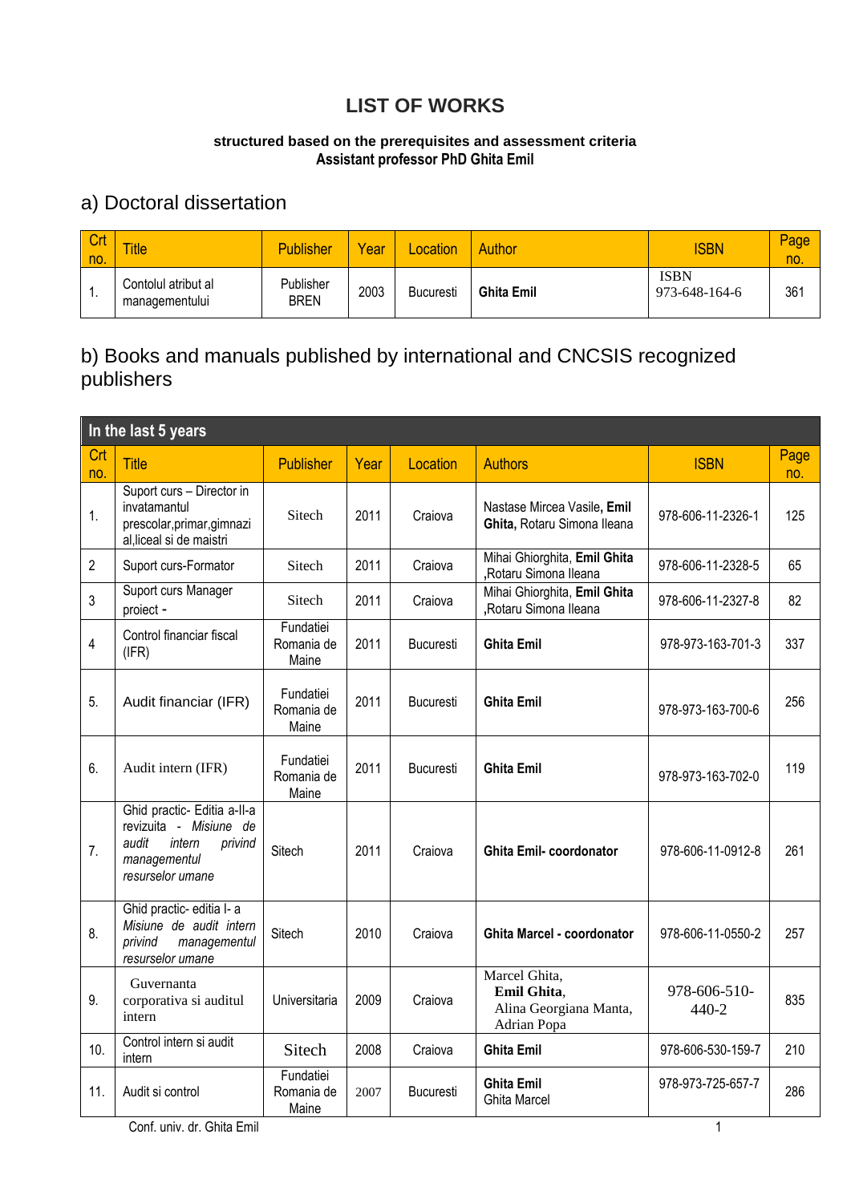# LIST OF WORKS

**structured based on the prerequisites and assessment criteria**
**Assistant professor PhD Ghita Emil**

## a) Doctoral dissertation

| Crt no. | Title | Publisher | Year | Location | Author | ISBN | Page no. |
|---|---|---|---|---|---|---|---|
| 1. | Contolul atribut al managementului | Publisher BREN | 2003 | Bucuresti | **Ghita Emil** | ISBN 973-648-164-6 | 361 |

## b) Books and manuals published by international and CNCSIS recognized publishers

| In the last 5 years | | | | | | | |
|---|---|---|---|---|---|---|---|
| **Crt no.** | **Title** | **Publisher** | **Year** | **Location** | **Authors** | **ISBN** | **Page no.** |
| 1. | Suport curs – Director in invatamantul prescolar,primar,gimnazi al,liceal si de maistri | Sitech | 2011 | Craiova | Nastase Mircea Vasile, **Emil Ghita,** Rotaru Simona Ileana | 978-606-11-2326-1 | 125 |
| 2 | Suport curs-Formator | Sitech | 2011 | Craiova | Mihai Ghiorghita, **Emil Ghita** ,Rotaru Simona Ileana | 978-606-11-2328-5 | 65 |
| 3 | Suport curs Manager proiect - | Sitech | 2011 | Craiova | Mihai Ghiorghita, **Emil Ghita** ,Rotaru Simona Ileana | 978-606-11-2327-8 | 82 |
| 4 | Control financiar fiscal (IFR) | Fundatiei Romania de Maine | 2011 | Bucuresti | **Ghita Emil** | 978-973-163-701-3 | 337 |
| 5. | Audit financiar (IFR) | Fundatiei Romania de Maine | 2011 | Bucuresti | **Ghita Emil** | 978-973-163-700-6 | 256 |
| 6. | Audit intern (IFR) | Fundatiei Romania de Maine | 2011 | Bucuresti | **Ghita Emil** | 978-973-163-702-0 | 119 |
| 7. | Ghid practic- Editia a-II-a revizuita - *Misiune de audit intern privind managementul resurselor umane* | Sitech | 2011 | Craiova | **Ghita Emil- coordonator** | 978-606-11-0912-8 | 261 |
| 8. | Ghid practic- editia I- a *Misiune de audit intern privind managementul resurselor umane* | Sitech | 2010 | Craiova | **Ghita Marcel - coordonator** | 978-606-11-0550-2 | 257 |
| 9. | Guvernanta corporativa si auditul intern | Universitaria | 2009 | Craiova | Marcel Ghita, **Emil Ghita**, Alina Georgiana Manta, Adrian Popa | 978-606-510-440-2 | 835 |
| 10. | Control intern si audit intern | Sitech | 2008 | Craiova | **Ghita Emil** | 978-606-530-159-7 | 210 |
| 11. | Audit si control | Fundatiei Romania de Maine | 2007 | Bucuresti | **Ghita Emil** Ghita Marcel | 978-973-725-657-7 | 286 |

Conf. univ. dr. Ghita Emil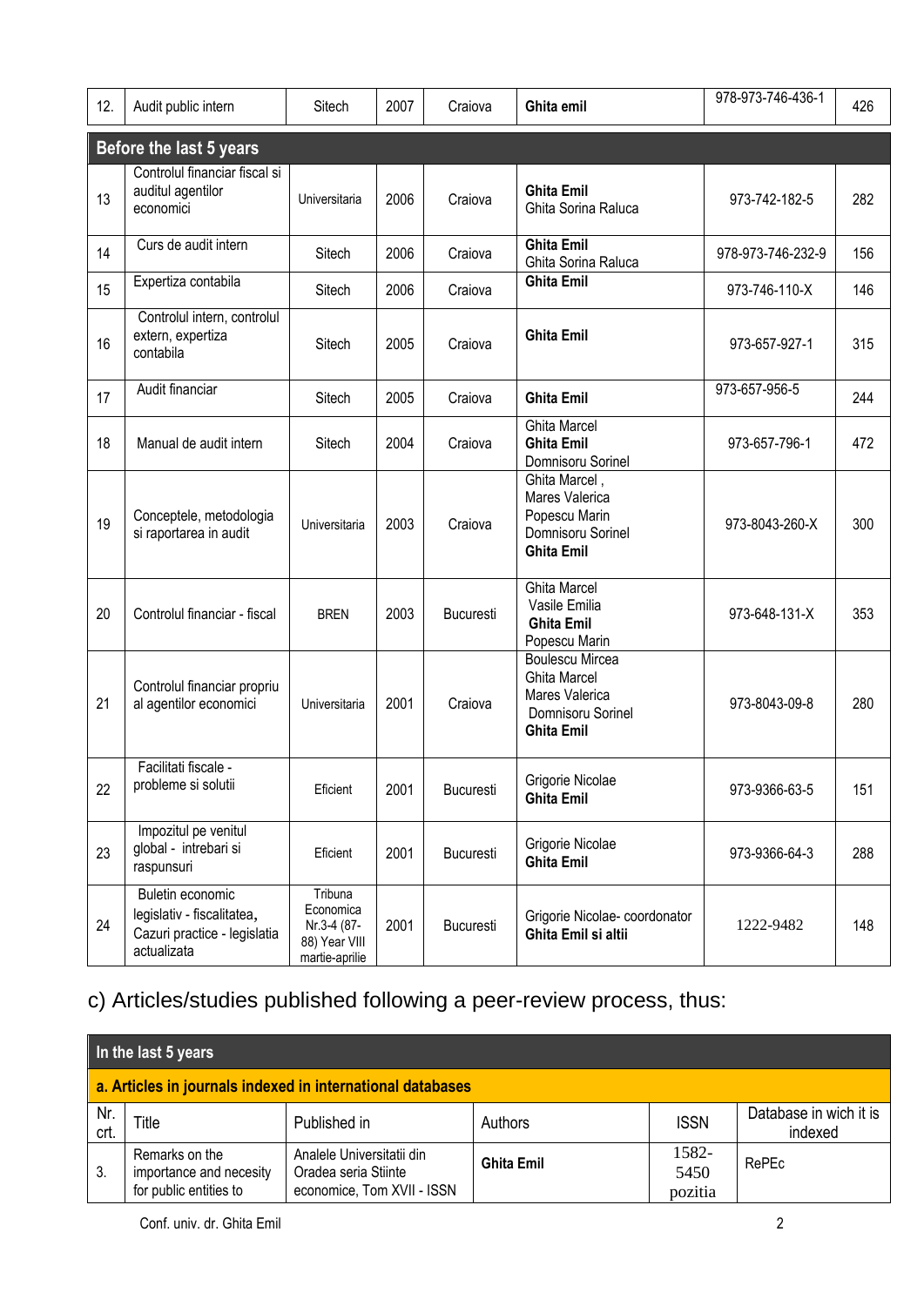| 12. | Audit public intern | Sitech | 2007 | Craiova | **Ghita emil** | 978-973-746-436-1 | 426 |
|---|---|---|---|---|---|---|---|
| **Before the last 5 years** | | | | | | | |
| 13 | Controlul financiar fiscal si auditul agentilor economici | Universitaria | 2006 | Craiova | **Ghita Emil** Ghita Sorina Raluca | 973-742-182-5 | 282 |
| 14 | Curs de audit intern | Sitech | 2006 | Craiova | **Ghita Emil** Ghita Sorina Raluca | 978-973-746-232-9 | 156 |
| 15 | Expertiza contabila | Sitech | 2006 | Craiova | **Ghita Emil** | 973-746-110-X | 146 |
| 16 | Controlul intern, controlul extern, expertiza contabila | Sitech | 2005 | Craiova | **Ghita Emil** | 973-657-927-1 | 315 |
| 17 | Audit financiar | Sitech | 2005 | Craiova | **Ghita Emil** | 973-657-956-5 | 244 |
| 18 | Manual de audit intern | Sitech | 2004 | Craiova | Ghita Marcel **Ghita Emil** Domnisoru Sorinel | 973-657-796-1 | 472 |
| 19 | Conceptele, metodologia si raportarea in audit | Universitaria | 2003 | Craiova | Ghita Marcel , Mares Valerica Popescu Marin Domnisoru Sorinel **Ghita Emil** | 973-8043-260-X | 300 |
| 20 | Controlul financiar - fiscal | BREN | 2003 | Bucuresti | Ghita Marcel Vasile Emilia **Ghita Emil** Popescu Marin | 973-648-131-X | 353 |
| 21 | Controlul financiar propriu al agentilor economici | Universitaria | 2001 | Craiova | Boulescu Mircea Ghita Marcel Mares Valerica Domnisoru Sorinel **Ghita Emil** | 973-8043-09-8 | 280 |
| 22 | Facilitati fiscale - probleme si solutii | Eficient | 2001 | Bucuresti | Grigorie Nicolae **Ghita Emil** | 973-9366-63-5 | 151 |
| 23 | Impozitul pe venitul global - intrebari si raspunsuri | Eficient | 2001 | Bucuresti | Grigorie Nicolae **Ghita Emil** | 973-9366-64-3 | 288 |
| 24 | Buletin economic legislativ - fiscalitatea, Cazuri practice - legislatia actualizata | Tribuna Economica Nr.3-4 (87-88) Year VIII martie-aprilie | 2001 | Bucuresti | Grigorie Nicolae- coordonator **Ghita Emil si altii** | 1222-9482 | 148 |

## c) Articles/studies published following a peer-review process, thus:

| **In the last 5 years** | | | | | |
|---|---|---|---|---|---|
| **a. Articles in journals indexed in international databases** | | | | | |
| Nr. crt. | Title | Published in | Authors | ISSN | Database in wich it is indexed |
| 3. | Remarks on the importance and necesity for public entities to | Analele Universitatii din Oradea seria Stiinte economice, Tom XVII - ISSN | **Ghita Emil** | 1582-5450 pozitia | RePEc |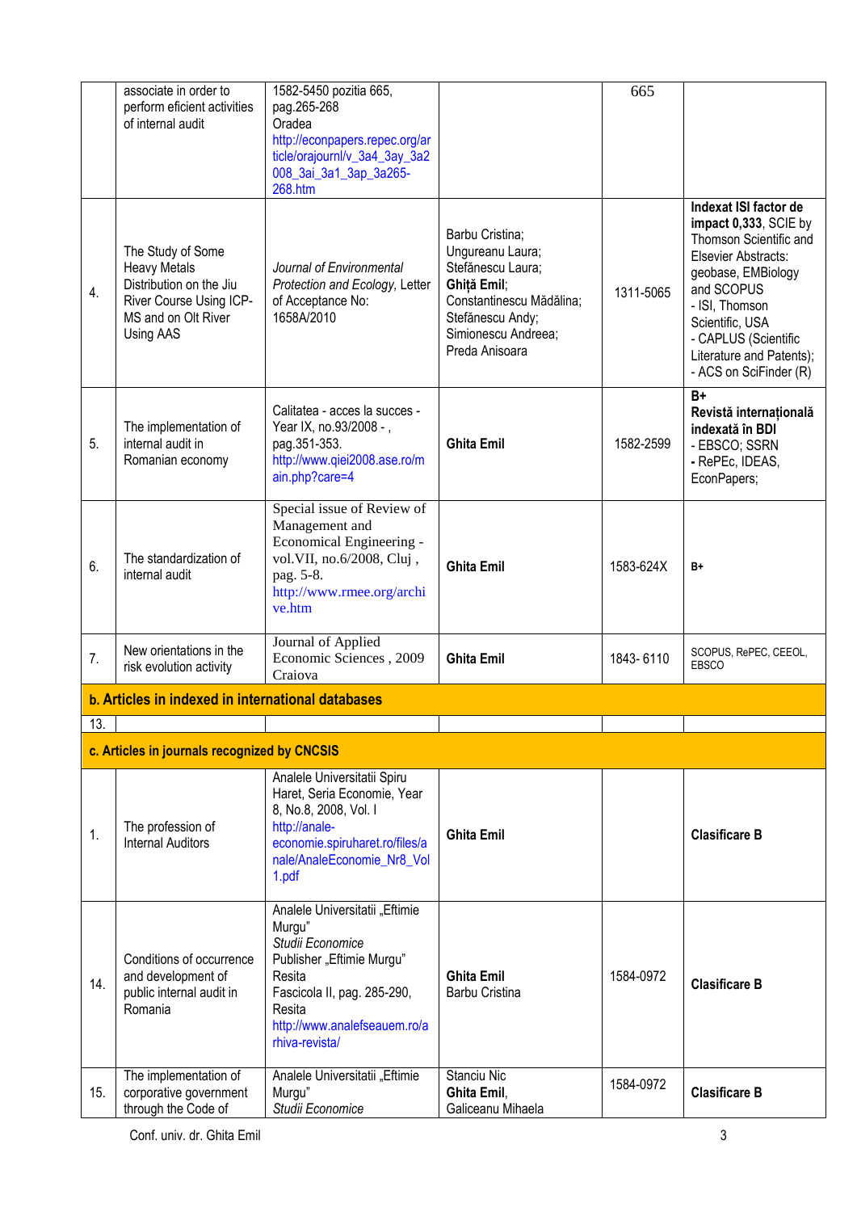|  | associate in order to perform eficient activities of internal audit | 1582-5450 pozitia 665, pag.265-268 Oradea http://econpapers.repec.org/article/orajournl/v_3a4_3ay_3a2008_3ai_3a1_3ap_3a265-268.htm |  | 665 |  |
|---|---|---|---|---|---|
| 4. | The Study of Some Heavy Metals Distribution on the Jiu River Course Using ICP-MS and on Olt River Using AAS | *Journal of Environmental Protection and Ecology*, Letter of Acceptance No: 1658A/2010 | Barbu Cristina; Ungureanu Laura; Stefănescu Laura; **Ghiță Emil**; Constantinescu Mădălina; Stefănescu Andy; Simionescu Andreea; Preda Anisoara | 1311-5065 | **Indexat ISI factor de impact 0,333**, SCIE by Thomson Scientific and Elsevier Abstracts: geobase, EMBiology and SCOPUS - ISI, Thomson Scientific, USA - CAPLUS (Scientific Literature and Patents); - ACS on SciFinder (R) |
| 5. | The implementation of internal audit in Romanian economy | Calitatea - acces la succes - Year IX, no.93/2008 - , pag.351-353. http://www.qiei2008.ase.ro/main.php?care=4 | **Ghita Emil** | 1582-2599 | **B+ Revistă internațională indexată în BDI** - EBSCO; SSRN - RePEc, IDEAS, EconPapers; |
| 6. | The standardization of internal audit | Special issue of Review of Management and Economical Engineering - vol.VII, no.6/2008, Cluj , pag. 5-8. http://www.rmee.org/archive.htm | **Ghita Emil** | 1583-624X | **B+** |
| 7. | New orientations in the risk evolution activity | Journal of Applied Economic Sciences , 2009 Craiova | **Ghita Emil** | 1843- 6110 | SCOPUS, RePEC, CEEOL, EBSCO |
| **b. Articles in indexed in international databases** |  |  |  |  |  |
| 13. |  |  |  |  |  |
| **c. Articles in journals recognized by CNCSIS** |  |  |  |  |  |
| 1. | The profession of Internal Auditors | Analele Universitatii Spiru Haret, Seria Economie, Year 8, No.8, 2008, Vol. I http://anale-economie.spiruharet.ro/files/anale/AnaleEconomie_Nr8_Vol1.pdf | **Ghita Emil** |  | **Clasificare B** |
| 14. | Conditions of occurrence and development of public internal audit in Romania | Analele Universitatii „Eftimie Murgu" *Studii Economice* Publisher „Eftimie Murgu" Resita Fascicola II, pag. 285-290, Resita http://www.analefseauem.ro/arhiva-revista/ | **Ghita Emil** Barbu Cristina | 1584-0972 | **Clasificare B** |
| 15. | The implementation of corporative government through the Code of | Analele Universitatii „Eftimie Murgu" *Studii Economice* | Stanciu Nic **Ghita Emil**, Galiceanu Mihaela | 1584-0972 | **Clasificare B** |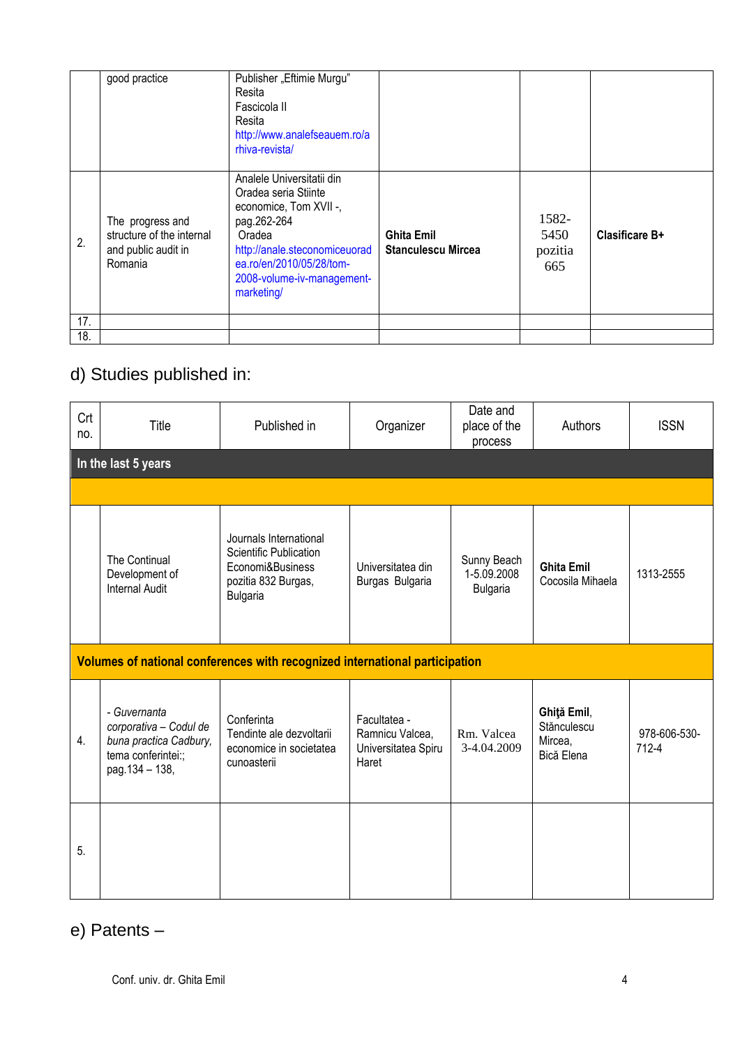| | good practice | Publisher „Eftimie Murgu" Resita Fascicola II Resita http://www.analefseauem.ro/arhiva-revista/ | | | |
|---|---|---|---|---|---|
| 2. | The progress and structure of the internal and public audit in Romania | Analele Universitatii din Oradea seria Stiinte economice, Tom XVII -, pag.262-264 Oradea http://anale.steconomiceuoradea.ro/en/2010/05/28/tom-2008-volume-iv-management-marketing/ | **Ghita Emil Stanculescu Mircea** | 1582-5450 pozitia 665 | **Clasificare B+** |
| 17. | | | | | |
| 18. | | | | | |

## d) Studies published in:

| Crt no. | Title | Published in | Organizer | Date and place of the process | Authors | ISSN |
|---|---|---|---|---|---|---|
| **In the last 5 years** | | | | | | |
| | | | | | | |
| | The Continual Development of Internal Audit | Journals International Scientific Publication Economi&Business pozitia 832 Burgas, Bulgaria | Universitatea din Burgas Bulgaria | Sunny Beach 1-5.09.2008 Bulgaria | **Ghita Emil** Cocosila Mihaela | 1313-2555 |
| **Volumes of national conferences with recognized international participation** | | | | | | |
| 4. | *- Guvernanta corporativa – Codul de buna practica Cadbury,* tema conferintei:; pag.134 – 138, | Conferinta Tendinte ale dezvoltarii economice in societatea cunoasterii | Facultatea - Ramnicu Valcea, Universitatea Spiru Haret | Rm. Valcea 3-4.04.2009 | **Ghiţă Emil**, Stănculescu Mircea, Bică Elena | 978-606-530-712-4 |
| 5. | | | | | | |

## e) Patents –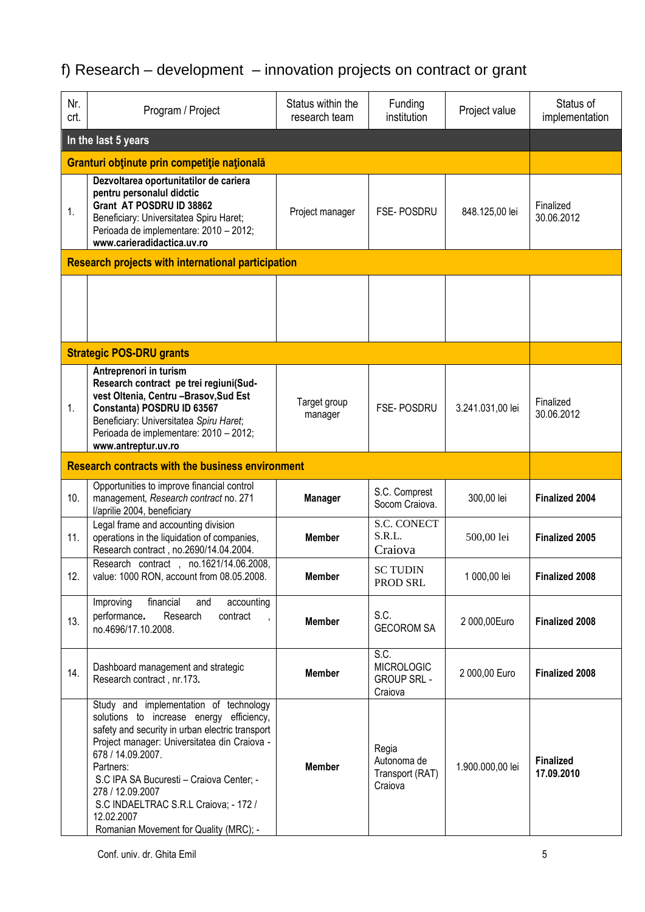## f) Research – development – innovation projects on contract or grant

| Nr. crt. | Program / Project | Status within the research team | Funding institution | Project value | Status of implementation |
|---|---|---|---|---|---|
| **In the last 5 years** | | | | | |
| **Granturi obţinute prin competiţie naţională** | | | | | |
| 1. | **Dezvoltarea oportunitatilor de cariera pentru personalul didctic Grant AT POSDRU ID 38862** Beneficiary: Universitatea Spiru Haret; Perioada de implementare: 2010 – 2012; **www.carieradidactica.uv.ro** | Project manager | FSE- POSDRU | 848.125,00 lei | Finalized 30.06.2012 |
| **Research projects with international participation** | | | | | |
| | | | | | |
| **Strategic POS-DRU grants** | | | | | |
| 1. | **Antreprenori in turism Research contract pe trei regiuni(Sud-vest Oltenia, Centru –Brasov,Sud Est Constanta) POSDRU ID 63567** Beneficiary: Universitatea *Spiru Haret*; Perioada de implementare: 2010 – 2012; **www.antreptur.uv.ro** | Target group manager | FSE- POSDRU | 3.241.031,00 lei | Finalized 30.06.2012 |
| **Research contracts with the business environment** | | | | | |
| 10. | Opportunities to improve financial control management, *Research contract* no. 271 l/aprilie 2004, beneficiary | **Manager** | S.C. Comprest Socom Craiova. | 300,00 lei | **Finalized 2004** |
| 11. | Legal frame and accounting division operations in the liquidation of companies, Research contract , no.2690/14.04.2004. | **Member** | S.C. CONECT S.R.L. Craiova | 500,00 lei | **Finalized 2005** |
| 12. | Research contract , no.1621/14.06.2008, value: 1000 RON, account from 08.05.2008. | **Member** | SC TUDIN PROD SRL | 1 000,00 lei | **Finalized 2008** |
| 13. | Improving financial and accounting performance**.** Research contract , no.4696/17.10.2008. | **Member** | S.C. GECOROM SA | 2 000,00Euro | **Finalized 2008** |
| 14. | Dashboard management and strategic Research contract , nr.173**.** | **Member** | S.C. MICROLOGIC GROUP SRL - Craiova | 2 000,00 Euro | **Finalized 2008** |
| | Study and implementation of technology solutions to increase energy efficiency, safety and security in urban electric transport Project manager: Universitatea din Craiova - 678 / 14.09.2007. Partners: S.C IPA SA Bucuresti – Craiova Center; - 278 / 12.09.2007 S.C INDAELTRAC S.R.L Craiova; - 172 / 12.02.2007 Romanian Movement for Quality (MRC); - | **Member** | Regia Autonoma de Transport (RAT) Craiova | 1.900.000,00 lei | **Finalized 17.09.2010** |

Conf. univ. dr. Ghita Emil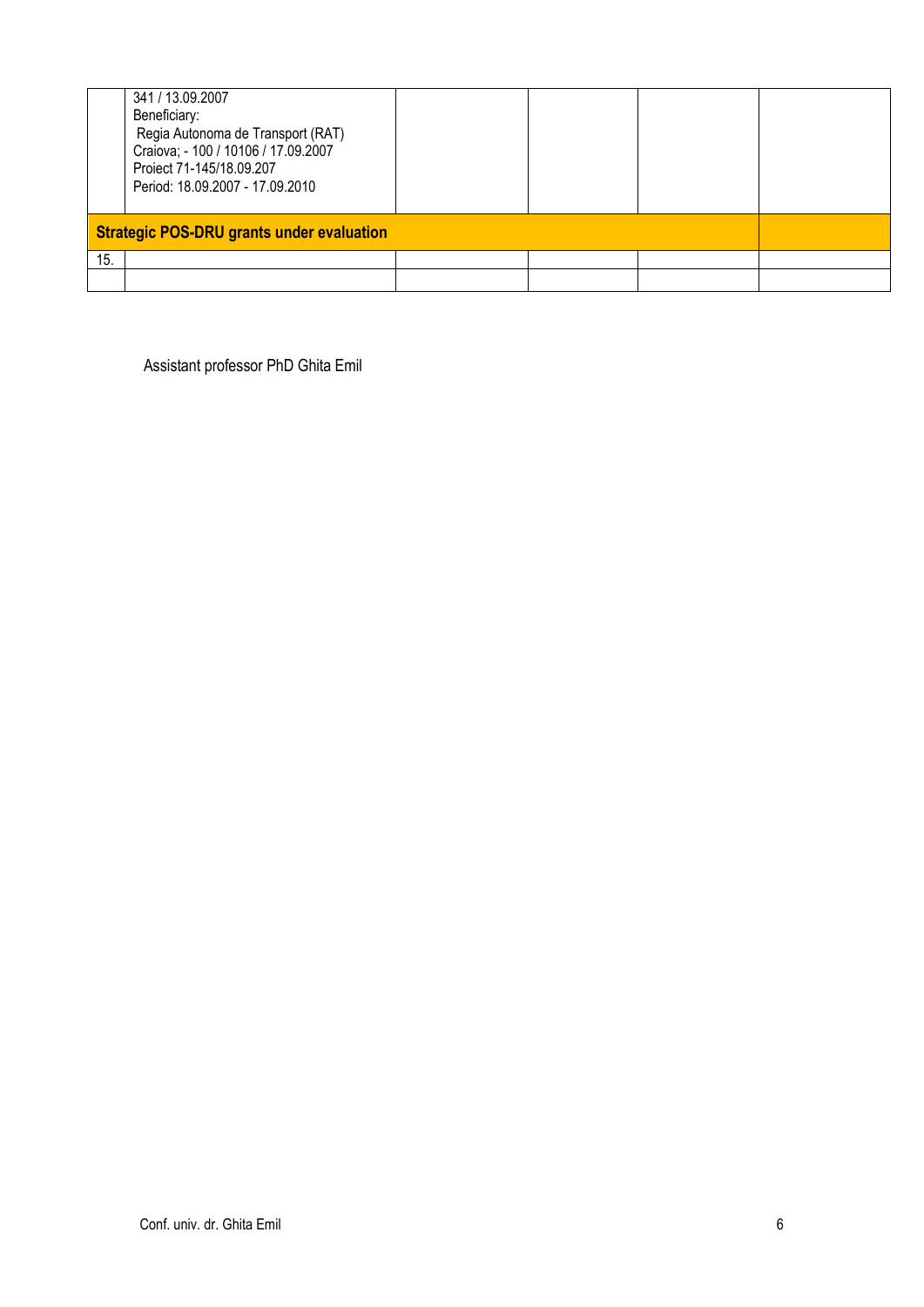| | | | | | |
|---|---|---|---|---|---|
| | 341 / 13.09.2007<br>Beneficiary:<br>Regia Autonoma de Transport (RAT)<br>Craiova; - 100 / 10106 / 17.09.2007<br>Proiect 71-145/18.09.207<br>Period: 18.09.2007 - 17.09.2010 | | | | |
| **Strategic POS-DRU grants under evaluation** | | | | | |
| 15. | | | | | |
| | | | | | |

Assistant professor PhD Ghita Emil